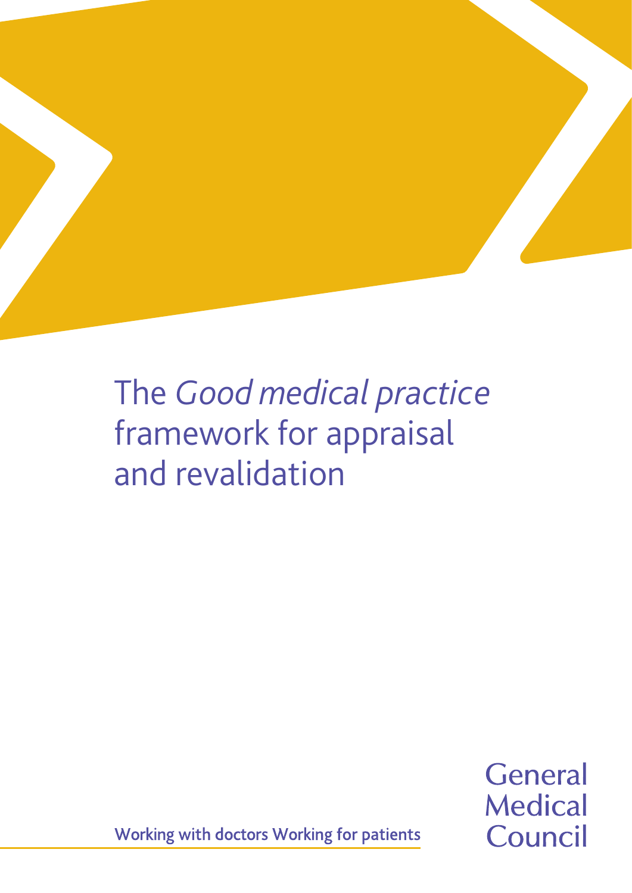# The *Good medical practice* framework for appraisal and revalidation

Working with doctors Working for patients

General Medical Council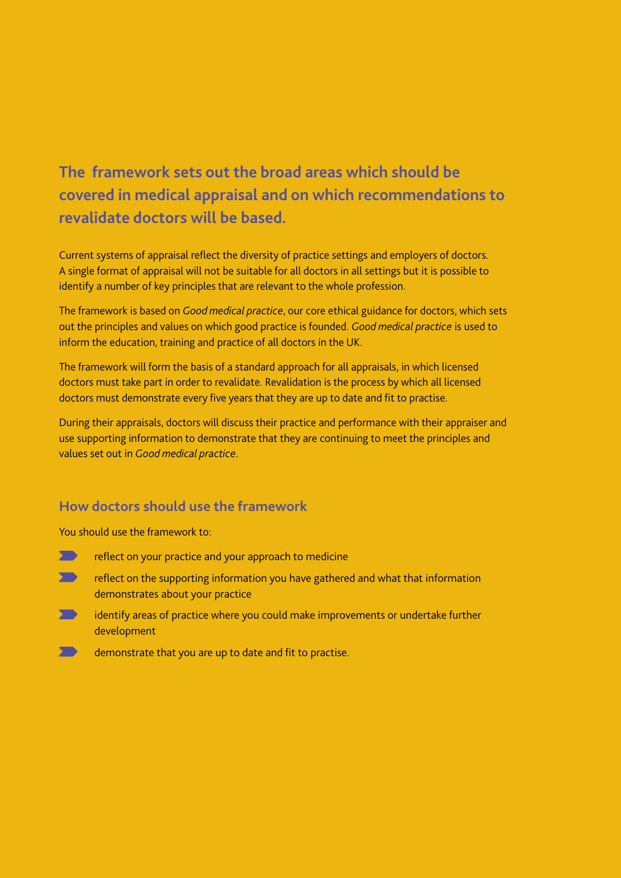## The framework sets out the broad areas which should be covered in medical appraisal and on which recommendations to revalidate doctors will be based.

Current systems of appraisal reflect the diversity of practice settings and employers of doctors. A single format of appraisal will not be suitable for all doctors in all settings but it is possible to identify a number of key principles that are relevant to the whole profession.

The framework is based on *Good medical practice*, our core ethical guidance for doctors, which sets out the principles and values on which good practice is founded. *Good medical practice* is used to inform the education, training and practice of all doctors in the UK.

The framework will form the basis of a standard approach for all appraisals, in which licensed doctors must take part in order to revalidate. Revalidation is the process by which all licensed doctors must demonstrate every five years that they are up to date and fit to practise.

During their appraisals, doctors will discuss their practice and performance with their appraiser and use supporting information to demonstrate that they are continuing to meet the principles and values set out in *Good medical practice*.

### How doctors should use the framework

You should use the framework to:

- reflect on your practice and your approach to medicine
- reflect on the supporting information you have gathered and what that information demonstrates about your practice
- identify areas of practice where you could make improvements or undertake further development
- demonstrate that you are up to date and fit to practise.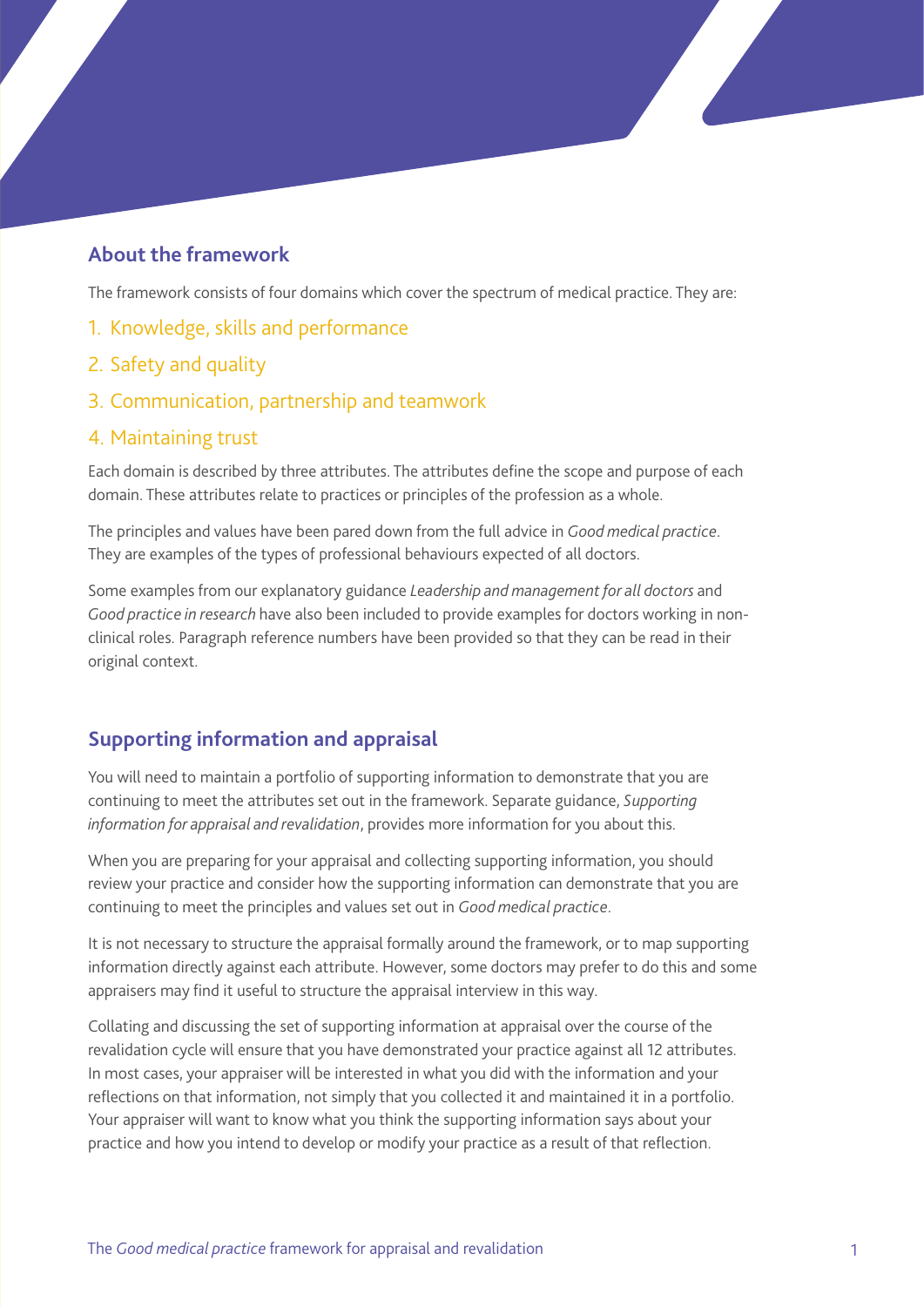## About the framework

The framework consists of four domains which cover the spectrum of medical practice. They are:

1. Knowledge, skills and performance
2. Safety and quality
3. Communication, partnership and teamwork
4. Maintaining trust

Each domain is described by three attributes. The attributes define the scope and purpose of each domain. These attributes relate to practices or principles of the profession as a whole.

The principles and values have been pared down from the full advice in *Good medical practice*. They are examples of the types of professional behaviours expected of all doctors.

Some examples from our explanatory guidance *Leadership and management for all doctors* and *Good practice in research* have also been included to provide examples for doctors working in non-clinical roles. Paragraph reference numbers have been provided so that they can be read in their original context.

## Supporting information and appraisal

You will need to maintain a portfolio of supporting information to demonstrate that you are continuing to meet the attributes set out in the framework. Separate guidance, *Supporting information for appraisal and revalidation*, provides more information for you about this.

When you are preparing for your appraisal and collecting supporting information, you should review your practice and consider how the supporting information can demonstrate that you are continuing to meet the principles and values set out in *Good medical practice*.

It is not necessary to structure the appraisal formally around the framework, or to map supporting information directly against each attribute. However, some doctors may prefer to do this and some appraisers may find it useful to structure the appraisal interview in this way.

Collating and discussing the set of supporting information at appraisal over the course of the revalidation cycle will ensure that you have demonstrated your practice against all 12 attributes. In most cases, your appraiser will be interested in what you did with the information and your reflections on that information, not simply that you collected it and maintained it in a portfolio. Your appraiser will want to know what you think the supporting information says about your practice and how you intend to develop or modify your practice as a result of that reflection.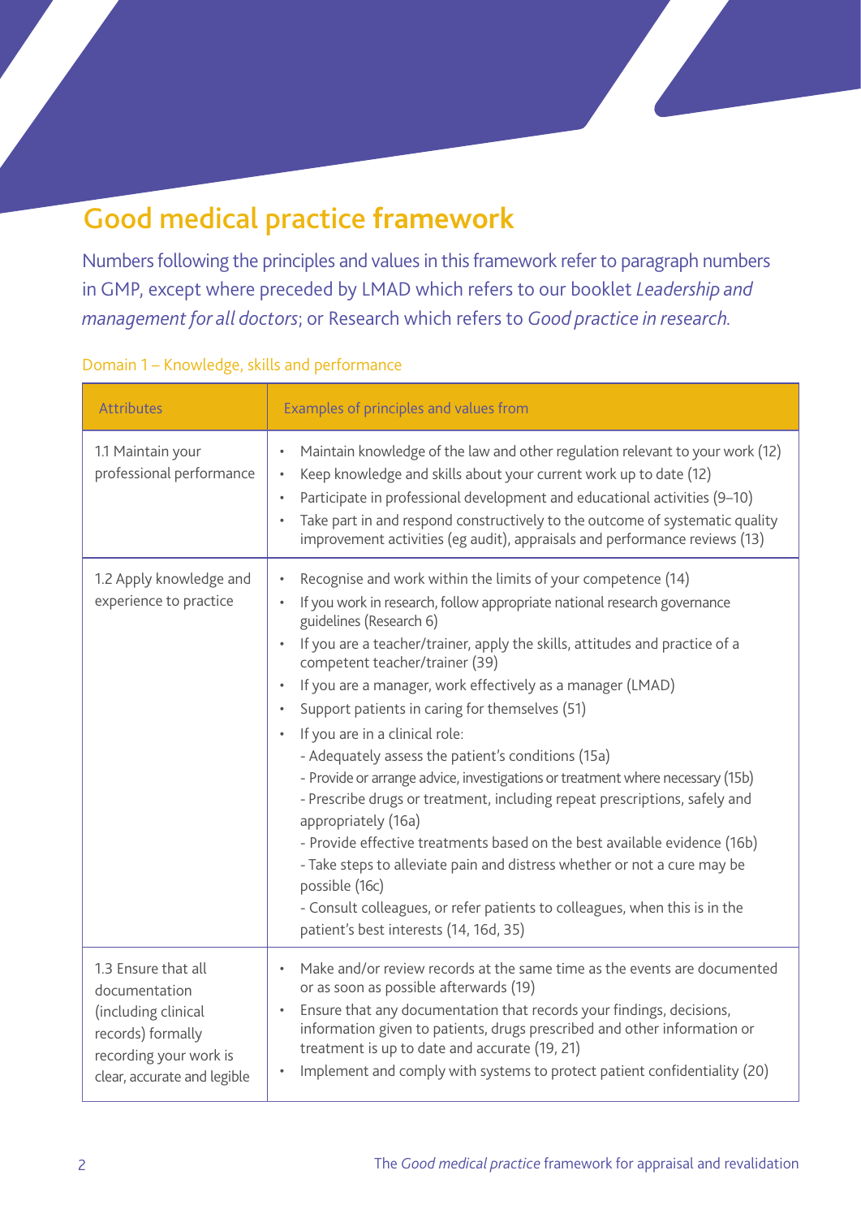# Good medical practice framework

Numbers following the principles and values in this framework refer to paragraph numbers in GMP, except where preceded by LMAD which refers to our booklet *Leadership and management for all doctors*; or Research which refers to *Good practice in research.*

### Domain 1 – Knowledge, skills and performance

| Attributes | Examples of principles and values from |
|---|---|
| 1.1 Maintain your professional performance | • Maintain knowledge of the law and other regulation relevant to your work (12)<br>• Keep knowledge and skills about your current work up to date (12)<br>• Participate in professional development and educational activities (9–10)<br>• Take part in and respond constructively to the outcome of systematic quality improvement activities (eg audit), appraisals and performance reviews (13) |
| 1.2 Apply knowledge and experience to practice | • Recognise and work within the limits of your competence (14)<br>• If you work in research, follow appropriate national research governance guidelines (Research 6)<br>• If you are a teacher/trainer, apply the skills, attitudes and practice of a competent teacher/trainer (39)<br>• If you are a manager, work effectively as a manager (LMAD)<br>• Support patients in caring for themselves (51)<br>• If you are in a clinical role:<br>- Adequately assess the patient's conditions (15a)<br>- Provide or arrange advice, investigations or treatment where necessary (15b)<br>- Prescribe drugs or treatment, including repeat prescriptions, safely and appropriately (16a)<br>- Provide effective treatments based on the best available evidence (16b)<br>- Take steps to alleviate pain and distress whether or not a cure may be possible (16c)<br>- Consult colleagues, or refer patients to colleagues, when this is in the patient's best interests (14, 16d, 35) |
| 1.3 Ensure that all documentation (including clinical records) formally recording your work is clear, accurate and legible | • Make and/or review records at the same time as the events are documented or as soon as possible afterwards (19)<br>• Ensure that any documentation that records your findings, decisions, information given to patients, drugs prescribed and other information or treatment is up to date and accurate (19, 21)<br>• Implement and comply with systems to protect patient confidentiality (20) |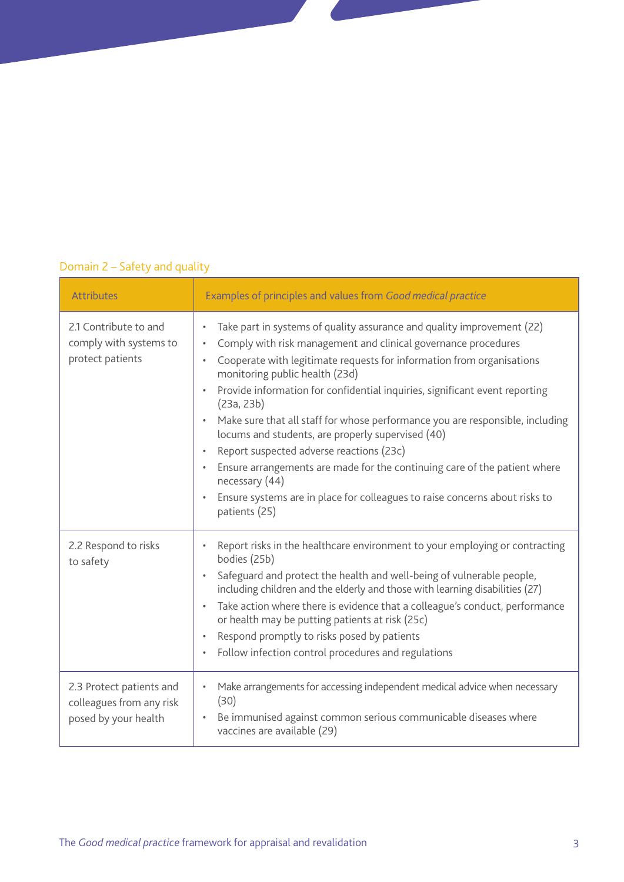## Domain 2 – Safety and quality

| Attributes | Examples of principles and values from *Good medical practice* |
|---|---|
| 2.1 Contribute to and comply with systems to protect patients | • Take part in systems of quality assurance and quality improvement (22)<br>• Comply with risk management and clinical governance procedures<br>• Cooperate with legitimate requests for information from organisations monitoring public health (23d)<br>• Provide information for confidential inquiries, significant event reporting (23a, 23b)<br>• Make sure that all staff for whose performance you are responsible, including locums and students, are properly supervised (40)<br>• Report suspected adverse reactions (23c)<br>• Ensure arrangements are made for the continuing care of the patient where necessary (44)<br>• Ensure systems are in place for colleagues to raise concerns about risks to patients (25) |
| 2.2 Respond to risks to safety | • Report risks in the healthcare environment to your employing or contracting bodies (25b)<br>• Safeguard and protect the health and well-being of vulnerable people, including children and the elderly and those with learning disabilities (27)<br>• Take action where there is evidence that a colleague's conduct, performance or health may be putting patients at risk (25c)<br>• Respond promptly to risks posed by patients<br>• Follow infection control procedures and regulations |
| 2.3 Protect patients and colleagues from any risk posed by your health | • Make arrangements for accessing independent medical advice when necessary (30)<br>• Be immunised against common serious communicable diseases where vaccines are available (29) |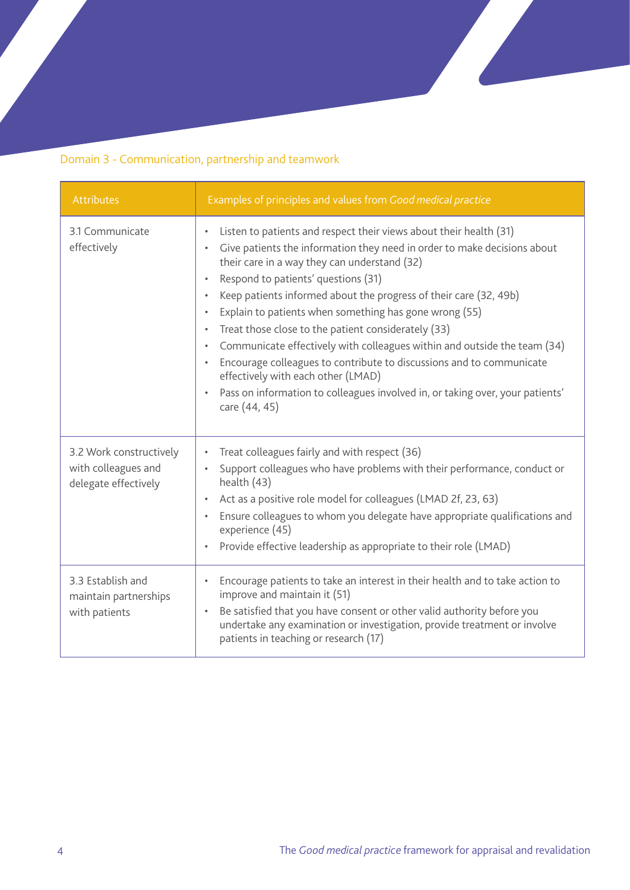## Domain 3 - Communication, partnership and teamwork

| Attributes | Examples of principles and values from *Good medical practice* |
|---|---|
| 3.1 Communicate effectively | • Listen to patients and respect their views about their health (31)<br>• Give patients the information they need in order to make decisions about their care in a way they can understand (32)<br>• Respond to patients' questions (31)<br>• Keep patients informed about the progress of their care (32, 49b)<br>• Explain to patients when something has gone wrong (55)<br>• Treat those close to the patient considerately (33)<br>• Communicate effectively with colleagues within and outside the team (34)<br>• Encourage colleagues to contribute to discussions and to communicate effectively with each other (LMAD)<br>• Pass on information to colleagues involved in, or taking over, your patients' care (44, 45) |
| 3.2 Work constructively with colleagues and delegate effectively | • Treat colleagues fairly and with respect (36)<br>• Support colleagues who have problems with their performance, conduct or health (43)<br>• Act as a positive role model for colleagues (LMAD 2f, 23, 63)<br>• Ensure colleagues to whom you delegate have appropriate qualifications and experience (45)<br>• Provide effective leadership as appropriate to their role (LMAD) |
| 3.3 Establish and maintain partnerships with patients | • Encourage patients to take an interest in their health and to take action to improve and maintain it (51)<br>• Be satisfied that you have consent or other valid authority before you undertake any examination or investigation, provide treatment or involve patients in teaching or research (17) |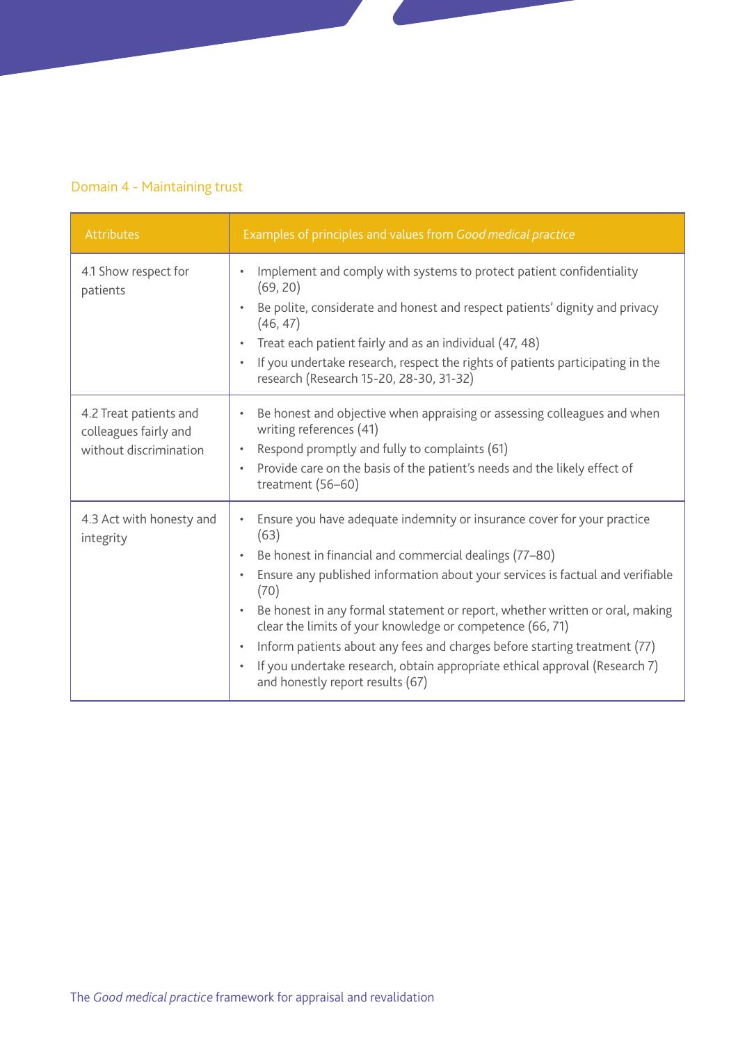## Domain 4 - Maintaining trust

| Attributes | Examples of principles and values from *Good medical practice* |
|---|---|
| 4.1 Show respect for patients | • Implement and comply with systems to protect patient confidentiality (69, 20)<br>• Be polite, considerate and honest and respect patients' dignity and privacy (46, 47)<br>• Treat each patient fairly and as an individual (47, 48)<br>• If you undertake research, respect the rights of patients participating in the research (Research 15-20, 28-30, 31-32) |
| 4.2 Treat patients and colleagues fairly and without discrimination | • Be honest and objective when appraising or assessing colleagues and when writing references (41)<br>• Respond promptly and fully to complaints (61)<br>• Provide care on the basis of the patient's needs and the likely effect of treatment (56–60) |
| 4.3 Act with honesty and integrity | • Ensure you have adequate indemnity or insurance cover for your practice (63)<br>• Be honest in financial and commercial dealings (77–80)<br>• Ensure any published information about your services is factual and verifiable (70)<br>• Be honest in any formal statement or report, whether written or oral, making clear the limits of your knowledge or competence (66, 71)<br>• Inform patients about any fees and charges before starting treatment (77)<br>• If you undertake research, obtain appropriate ethical approval (Research 7) and honestly report results (67) |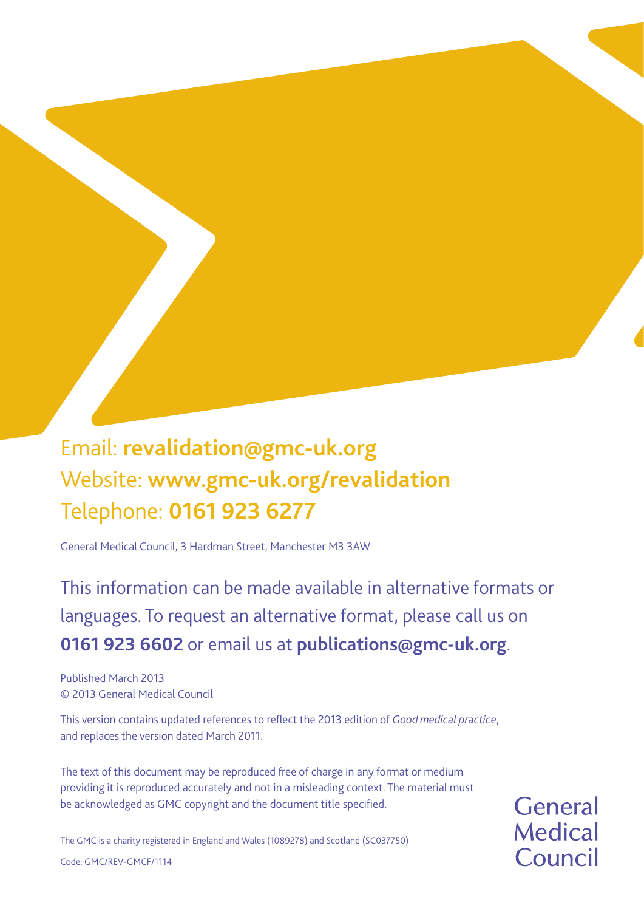Email: **revalidation@gmc-uk.org**
Website: **www.gmc-uk.org/revalidation**
Telephone: **0161 923 6277**

General Medical Council, 3 Hardman Street, Manchester M3 3AW

This information can be made available in alternative formats or languages. To request an alternative format, please call us on **0161 923 6602** or email us at **publications@gmc-uk.org**.

Published March 2013
© 2013 General Medical Council

This version contains updated references to reflect the 2013 edition of *Good medical practice*, and replaces the version dated March 2011.

The text of this document may be reproduced free of charge in any format or medium providing it is reproduced accurately and not in a misleading context. The material must be acknowledged as GMC copyright and the document title specified.

The GMC is a charity registered in England and Wales (1089278) and Scotland (SC037750)

Code: GMC/REV-GMCF/1114

General Medical Council